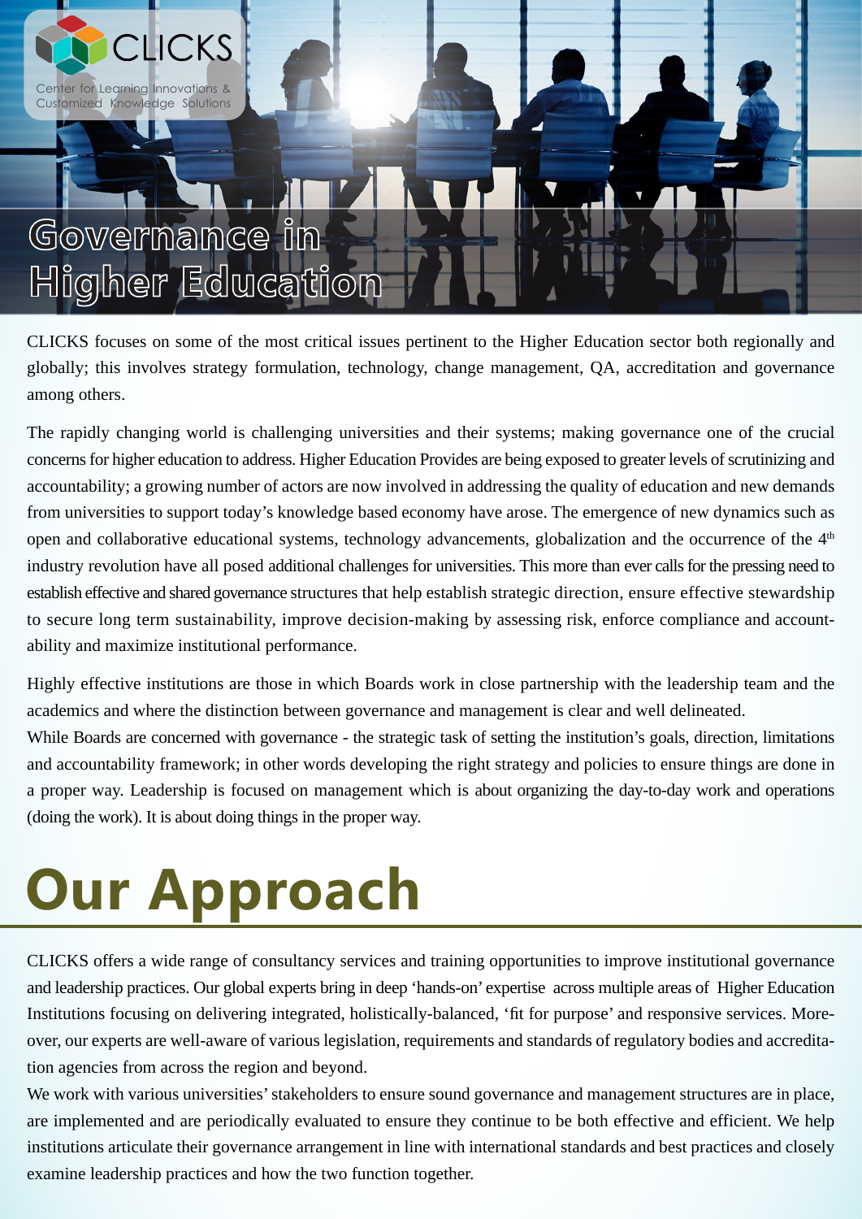CLICKS

Center for Learning Innovations & Customized Knowledge Solutions

# Governance in Higher Education

CLICKS focuses on some of the most critical issues pertinent to the Higher Education sector both regionally and globally; this involves strategy formulation, technology, change management, QA, accreditation and governance among others.

The rapidly changing world is challenging universities and their systems; making governance one of the crucial concerns for higher education to address. Higher Education Provides are being exposed to greater levels of scrutinizing and accountability; a growing number of actors are now involved in addressing the quality of education and new demands from universities to support today's knowledge based economy have arose. The emergence of new dynamics such as open and collaborative educational systems, technology advancements, globalization and the occurrence of the 4th industry revolution have all posed additional challenges for universities. This more than ever calls for the pressing need to establish effective and shared governance structures that help establish strategic direction, ensure effective stewardship to secure long term sustainability, improve decision-making by assessing risk, enforce compliance and accountability and maximize institutional performance.

Highly effective institutions are those in which Boards work in close partnership with the leadership team and the academics and where the distinction between governance and management is clear and well delineated.
While Boards are concerned with governance - the strategic task of setting the institution's goals, direction, limitations and accountability framework; in other words developing the right strategy and policies to ensure things are done in a proper way. Leadership is focused on management which is about organizing the day-to-day work and operations (doing the work). It is about doing things in the proper way.

# Our Approach

CLICKS offers a wide range of consultancy services and training opportunities to improve institutional governance and leadership practices. Our global experts bring in deep 'hands-on' expertise across multiple areas of Higher Education Institutions focusing on delivering integrated, holistically-balanced, 'fit for purpose' and responsive services. Moreover, our experts are well-aware of various legislation, requirements and standards of regulatory bodies and accreditation agencies from across the region and beyond.
We work with various universities' stakeholders to ensure sound governance and management structures are in place, are implemented and are periodically evaluated to ensure they continue to be both effective and efficient. We help institutions articulate their governance arrangement in line with international standards and best practices and closely examine leadership practices and how the two function together.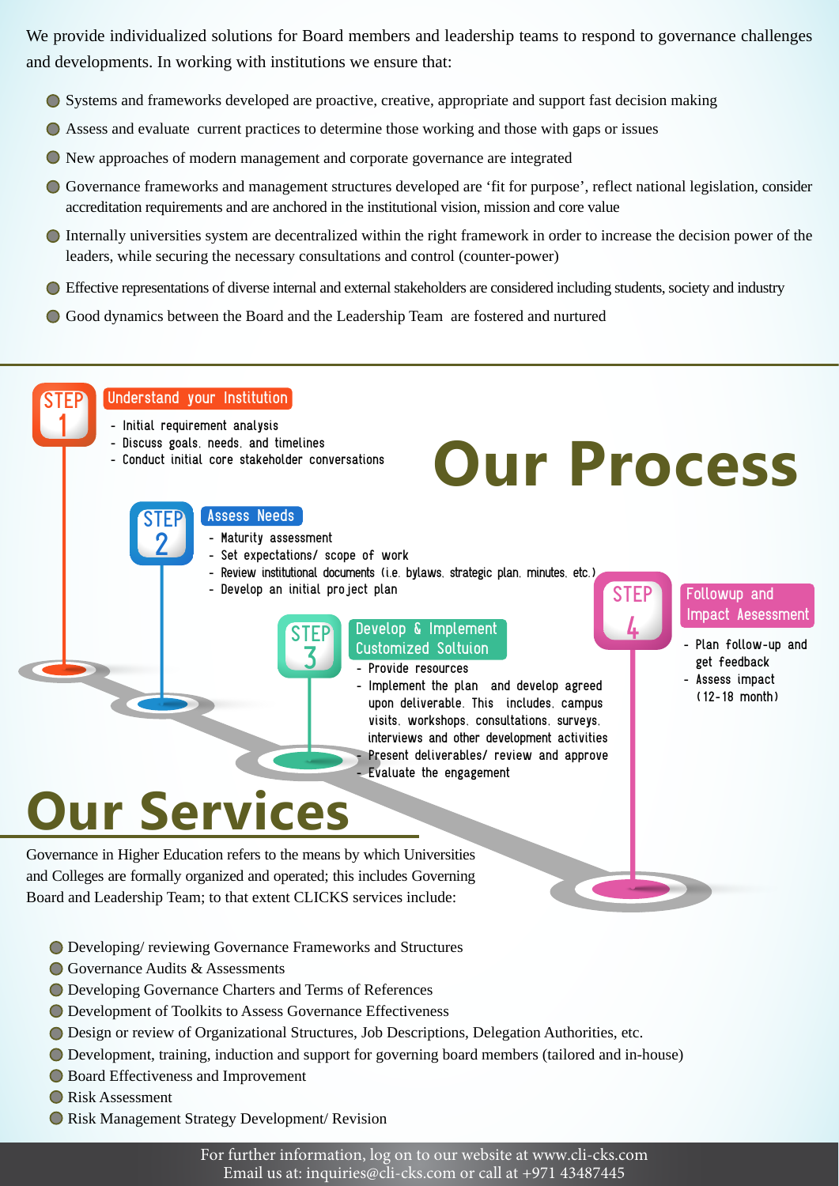We provide individualized solutions for Board members and leadership teams to respond to governance challenges and developments. In working with institutions we ensure that:

- Systems and frameworks developed are proactive, creative, appropriate and support fast decision making
- Assess and evaluate current practices to determine those working and those with gaps or issues
- New approaches of modern management and corporate governance are integrated
- Governance frameworks and management structures developed are 'fit for purpose', reflect national legislation, consider accreditation requirements and are anchored in the institutional vision, mission and core value
- Internally universities system are decentralized within the right framework in order to increase the decision power of the leaders, while securing the necessary consultations and control (counter-power)
- Effective representations of diverse internal and external stakeholders are considered including students, society and industry
- Good dynamics between the Board and the Leadership Team are fostered and nurtured

# Our Process

**STEP 1 — Understand your Institution**

- Initial requirement analysis
- Discuss goals, needs, and timelines
- Conduct initial core stakeholder conversations

**STEP 2 — Assess Needs**

- Maturity assessment
- Set expectations/ scope of work
- Review institutional documents (i.e. bylaws, strategic plan, minutes, etc.)
- Develop an initial project plan

**STEP 3 — Develop & Implement Customized Soltuion**

- Provide resources
- Implement the plan and develop agreed upon deliverable. This includes, campus visits, workshops, consultations, surveys, interviews and other development activities
- Present deliverables/ review and approve
- Evaluate the engagement

**STEP 4 — Followup and Impact Aessessment**

- Plan follow-up and get feedback
- Assess impact (12-18 month)

# Our Services

Governance in Higher Education refers to the means by which Universities and Colleges are formally organized and operated; this includes Governing Board and Leadership Team; to that extent CLICKS services include:

- Developing/ reviewing Governance Frameworks and Structures
- Governance Audits & Assessments
- Developing Governance Charters and Terms of References
- Development of Toolkits to Assess Governance Effectiveness
- Design or review of Organizational Structures, Job Descriptions, Delegation Authorities, etc.
- Development, training, induction and support for governing board members (tailored and in-house)
- Board Effectiveness and Improvement
- Risk Assessment
- Risk Management Strategy Development/ Revision

For further information, log on to our website at www.cli-cks.com
Email us at: inquiries@cli-cks.com or call at +971 43487445